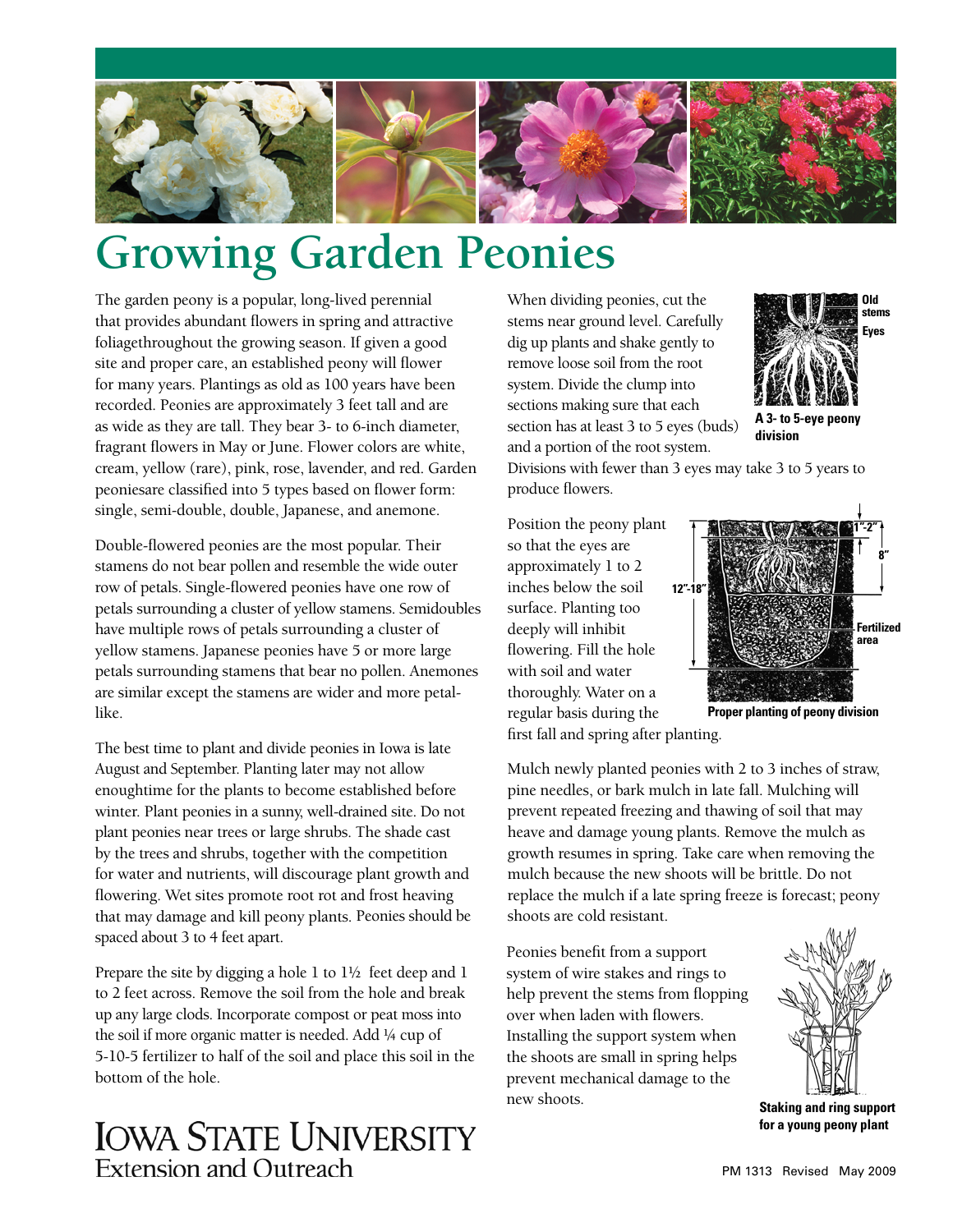# Growing Garden Peonies

The garden peony is a popular, long-lived perennial that provides abundant flowers in spring and attractive foliagethroughout the growing season. If given a good site and proper care, an established peony will flower for many years. Plantings as old as 100 years have been recorded. Peonies are approximately 3 feet tall and are as wide as they are tall. They bear 3- to 6-inch diameter, fragrant flowers in May or June. Flower colors are white, cream, yellow (rare), pink, rose, lavender, and red. Garden peoniesare classified into 5 types based on flower form: single, semi-double, double, Japanese, and anemone.

Double-flowered peonies are the most popular. Their stamens do not bear pollen and resemble the wide outer row of petals. Single-flowered peonies have one row of petals surrounding a cluster of yellow stamens. Semidoubles have multiple rows of petals surrounding a cluster of yellow stamens. Japanese peonies have 5 or more large petals surrounding stamens that bear no pollen. Anemones are similar except the stamens are wider and more petal-like.

The best time to plant and divide peonies in Iowa is late August and September. Planting later may not allow enoughtime for the plants to become established before winter. Plant peonies in a sunny, well-drained site. Do not plant peonies near trees or large shrubs. The shade cast by the trees and shrubs, together with the competition for water and nutrients, will discourage plant growth and flowering. Wet sites promote root rot and frost heaving that may damage and kill peony plants. Peonies should be spaced about 3 to 4 feet apart.

Prepare the site by digging a hole 1 to 1½ feet deep and 1 to 2 feet across. Remove the soil from the hole and break up any large clods. Incorporate compost or peat moss into the soil if more organic matter is needed. Add ¼ cup of 5-10-5 fertilizer to half of the soil and place this soil in the bottom of the hole.

When dividing peonies, cut the stems near ground level. Carefully dig up plants and shake gently to remove loose soil from the root system. Divide the clump into sections making sure that each section has at least 3 to 5 eyes (buds) and a portion of the root system. Divisions with fewer than 3 eyes may take 3 to 5 years to produce flowers.

Old stems
Eyes

**A 3- to 5-eye peony division**

Position the peony plant so that the eyes are approximately 1 to 2 inches below the soil surface. Planting too deeply will inhibit flowering. Fill the hole with soil and water thoroughly. Water on a regular basis during the first fall and spring after planting.

1"-2"
8"
12"-18"
Fertilized area

**Proper planting of peony division**

Mulch newly planted peonies with 2 to 3 inches of straw, pine needles, or bark mulch in late fall. Mulching will prevent repeated freezing and thawing of soil that may heave and damage young plants. Remove the mulch as growth resumes in spring. Take care when removing the mulch because the new shoots will be brittle. Do not replace the mulch if a late spring freeze is forecast; peony shoots are cold resistant.

Peonies benefit from a support system of wire stakes and rings to help prevent the stems from flopping over when laden with flowers. Installing the support system when the shoots are small in spring helps prevent mechanical damage to the new shoots.

**Staking and ring support for a young peony plant**

IOWA STATE UNIVERSITY
Extension and Outreach

PM 1313 Revised May 2009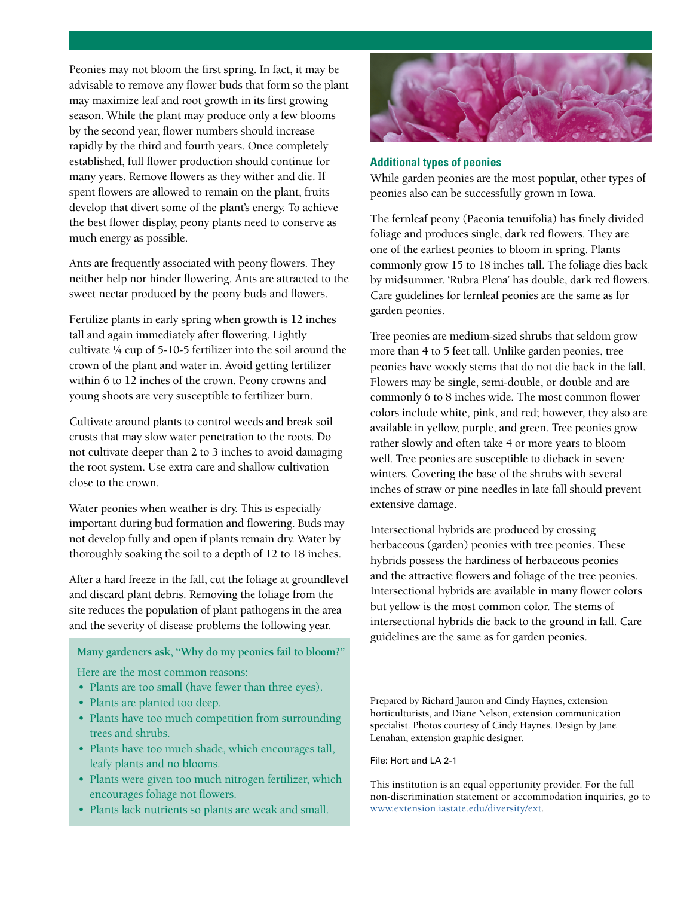Peonies may not bloom the first spring. In fact, it may be advisable to remove any flower buds that form so the plant may maximize leaf and root growth in its first growing season. While the plant may produce only a few blooms by the second year, flower numbers should increase rapidly by the third and fourth years. Once completely established, full flower production should continue for many years. Remove flowers as they wither and die. If spent flowers are allowed to remain on the plant, fruits develop that divert some of the plant's energy. To achieve the best flower display, peony plants need to conserve as much energy as possible.

Ants are frequently associated with peony flowers. They neither help nor hinder flowering. Ants are attracted to the sweet nectar produced by the peony buds and flowers.

Fertilize plants in early spring when growth is 12 inches tall and again immediately after flowering. Lightly cultivate ¼ cup of 5-10-5 fertilizer into the soil around the crown of the plant and water in. Avoid getting fertilizer within 6 to 12 inches of the crown. Peony crowns and young shoots are very susceptible to fertilizer burn.

Cultivate around plants to control weeds and break soil crusts that may slow water penetration to the roots. Do not cultivate deeper than 2 to 3 inches to avoid damaging the root system. Use extra care and shallow cultivation close to the crown.

Water peonies when weather is dry. This is especially important during bud formation and flowering. Buds may not develop fully and open if plants remain dry. Water by thoroughly soaking the soil to a depth of 12 to 18 inches.

After a hard freeze in the fall, cut the foliage at groundlevel and discard plant debris. Removing the foliage from the site reduces the population of plant pathogens in the area and the severity of disease problems the following year.

**Many gardeners ask, "Why do my peonies fail to bloom?"**

Here are the most common reasons:

- Plants are too small (have fewer than three eyes).
- Plants are planted too deep.
- Plants have too much competition from surrounding trees and shrubs.
- Plants have too much shade, which encourages tall, leafy plants and no blooms.
- Plants were given too much nitrogen fertilizer, which encourages foliage not flowers.
- Plants lack nutrients so plants are weak and small.

## Additional types of peonies

While garden peonies are the most popular, other types of peonies also can be successfully grown in Iowa.

The fernleaf peony (Paeonia tenuifolia) has finely divided foliage and produces single, dark red flowers. They are one of the earliest peonies to bloom in spring. Plants commonly grow 15 to 18 inches tall. The foliage dies back by midsummer. 'Rubra Plena' has double, dark red flowers. Care guidelines for fernleaf peonies are the same as for garden peonies.

Tree peonies are medium-sized shrubs that seldom grow more than 4 to 5 feet tall. Unlike garden peonies, tree peonies have woody stems that do not die back in the fall. Flowers may be single, semi-double, or double and are commonly 6 to 8 inches wide. The most common flower colors include white, pink, and red; however, they also are available in yellow, purple, and green. Tree peonies grow rather slowly and often take 4 or more years to bloom well. Tree peonies are susceptible to dieback in severe winters. Covering the base of the shrubs with several inches of straw or pine needles in late fall should prevent extensive damage.

Intersectional hybrids are produced by crossing herbaceous (garden) peonies with tree peonies. These hybrids possess the hardiness of herbaceous peonies and the attractive flowers and foliage of the tree peonies. Intersectional hybrids are available in many flower colors but yellow is the most common color. The stems of intersectional hybrids die back to the ground in fall. Care guidelines are the same as for garden peonies.

Prepared by Richard Jauron and Cindy Haynes, extension horticulturists, and Diane Nelson, extension communication specialist. Photos courtesy of Cindy Haynes. Design by Jane Lenahan, extension graphic designer.

File: Hort and LA 2-1

This institution is an equal opportunity provider. For the full non-discrimination statement or accommodation inquiries, go to www.extension.iastate.edu/diversity/ext.